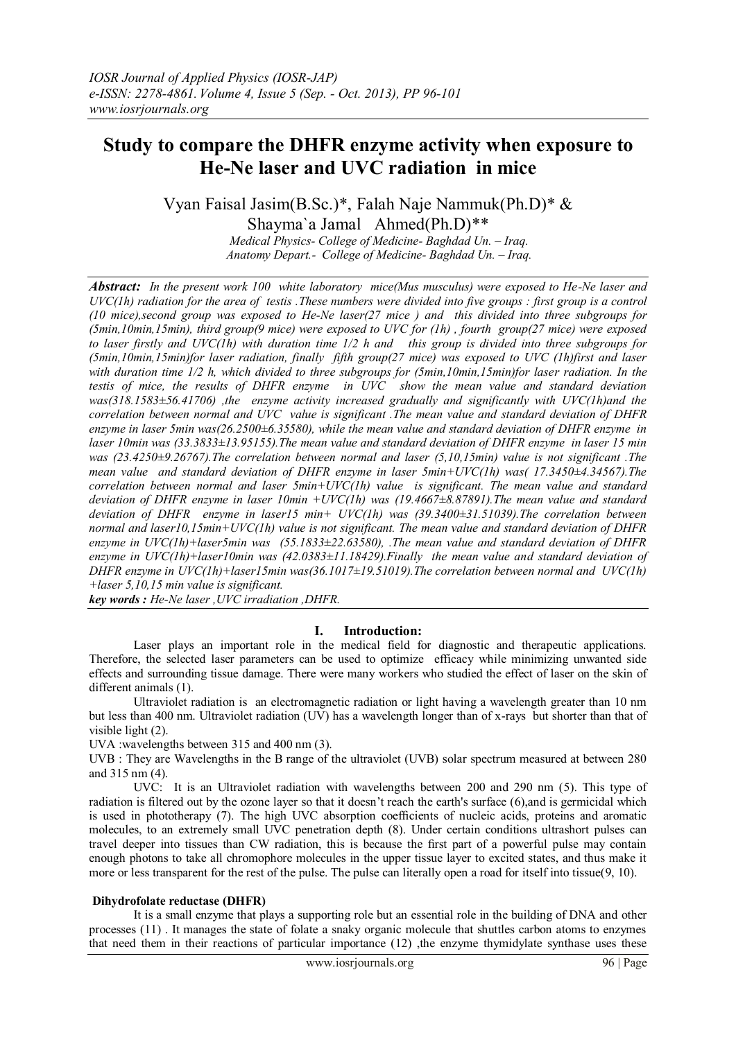# Study to compare the DHFR enzyme activity when exposure to He-Ne laser and UVC radiation in mice

Vyan Faisal Jasim(B.Sc.)*, Falah Naje Nammuk(Ph.D)* & Shayma`a Jamal Ahmed(Ph.D)**

*Medical Physics- College of Medicine- Baghdad Un. – Iraq.*
*Anatomy Depart.- College of Medicine- Baghdad Un. – Iraq.*

***Abstract:*** *In the present work 100 white laboratory mice(Mus musculus) were exposed to He-Ne laser and UVC(1h) radiation for the area of testis .These numbers were divided into five groups : first group is a control (10 mice),second group was exposed to He-Ne laser(27 mice ) and this divided into three subgroups for (5min,10min,15min), third group(9 mice) were exposed to UVC for (1h) , fourth group(27 mice) were exposed to laser firstly and UVC(1h) with duration time 1/2 h and this group is divided into three subgroups for (5min,10min,15min)for laser radiation, finally fifth group(27 mice) was exposed to UVC (1h)first and laser with duration time 1/2 h, which divided to three subgroups for (5min,10min,15min)for laser radiation. In the testis of mice, the results of DHFR enzyme in UVC show the mean value and standard deviation was(318.1583±56.41706) ,the enzyme activity increased gradually and significantly with UVC(1h)and the correlation between normal and UVC value is significant .The mean value and standard deviation of DHFR enzyme in laser 5min was(26.2500±6.35580), while the mean value and standard deviation of DHFR enzyme in laser 10min was (33.3833±13.95155).The mean value and standard deviation of DHFR enzyme in laser 15 min was (23.4250±9.26767).The correlation between normal and laser (5,10,15min) value is not significant .The mean value and standard deviation of DHFR enzyme in laser 5min+UVC(1h) was( 17.3450±4.34567).The correlation between normal and laser 5min+UVC(1h) value is significant. The mean value and standard deviation of DHFR enzyme in laser 10min +UVC(1h) was (19.4667±8.87891).The mean value and standard deviation of DHFR enzyme in laser15 min+ UVC(1h) was (39.3400±31.51039).The correlation between normal and laser10,15min+UVC(1h) value is not significant. The mean value and standard deviation of DHFR enzyme in UVC(1h)+laser5min was (55.1833±22.63580), .The mean value and standard deviation of DHFR enzyme in UVC(1h)+laser10min was (42.0383±11.18429).Finally the mean value and standard deviation of DHFR enzyme in UVC(1h)+laser15min was(36.1017±19.51019).The correlation between normal and UVC(1h) +laser 5,10,15 min value is significant.*

***key words :*** *He-Ne laser ,UVC irradiation ,DHFR.*

## I. Introduction:

Laser plays an important role in the medical field for diagnostic and therapeutic applications. Therefore, the selected laser parameters can be used to optimize efficacy while minimizing unwanted side effects and surrounding tissue damage. There were many workers who studied the effect of laser on the skin of different animals (1).

Ultraviolet radiation is an electromagnetic radiation or light having a wavelength greater than 10 nm but less than 400 nm. Ultraviolet radiation (UV) has a wavelength longer than of x-rays but shorter than that of visible light (2).

UVA :wavelengths between 315 and 400 nm (3).

UVB : They are Wavelengths in the B range of the ultraviolet (UVB) solar spectrum measured at between 280 and 315 nm (4).

UVC: It is an Ultraviolet radiation with wavelengths between 200 and 290 nm (5). This type of radiation is filtered out by the ozone layer so that it doesn't reach the earth's surface (6),and is germicidal which is used in phototherapy (7). The high UVC absorption coefficients of nucleic acids, proteins and aromatic molecules, to an extremely small UVC penetration depth (8). Under certain conditions ultrashort pulses can travel deeper into tissues than CW radiation, this is because the first part of a powerful pulse may contain enough photons to take all chromophore molecules in the upper tissue layer to excited states, and thus make it more or less transparent for the rest of the pulse. The pulse can literally open a road for itself into tissue(9, 10).

### Dihydrofolate reductase (DHFR)

It is a small enzyme that plays a supporting role but an essential role in the building of DNA and other processes (11) . It manages the state of folate a snaky organic molecule that shuttles carbon atoms to enzymes that need them in their reactions of particular importance (12) ,the enzyme thymidylate synthase uses these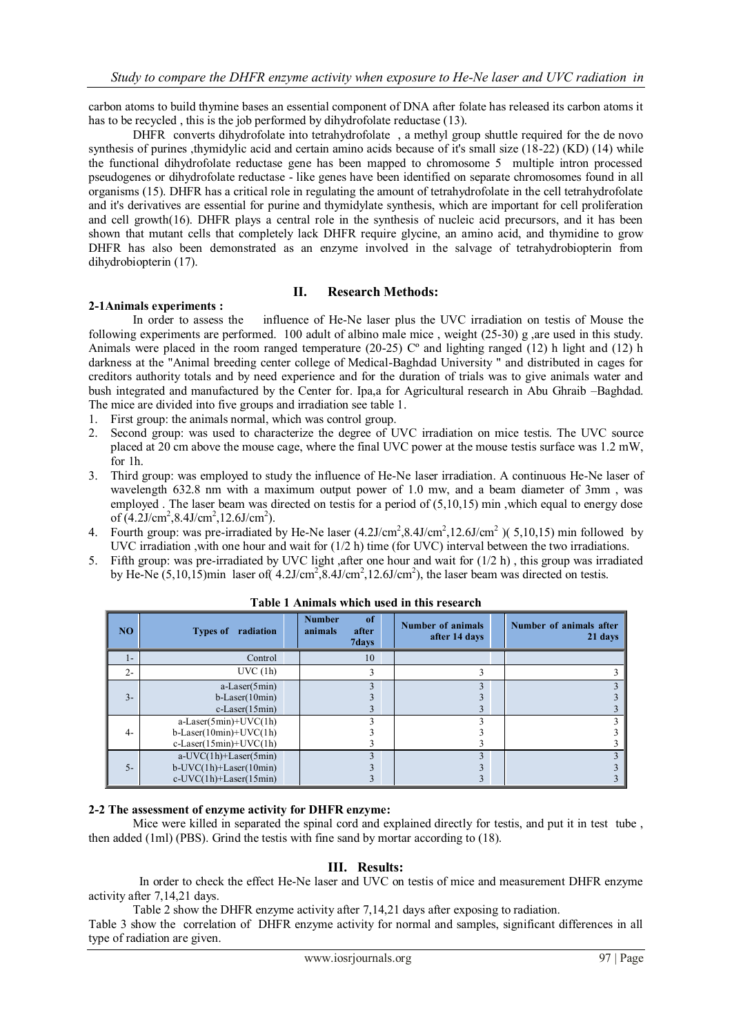carbon atoms to build thymine bases an essential component of DNA after folate has released its carbon atoms it has to be recycled , this is the job performed by dihydrofolate reductase (13).

DHFR converts dihydrofolate into tetrahydrofolate , a methyl group shuttle required for the de novo synthesis of purines ,thymidylic acid and certain amino acids because of it's small size (18-22) (KD) (14) while the functional dihydrofolate reductase gene has been mapped to chromosome 5 multiple intron processed pseudogenes or dihydrofolate reductase - like genes have been identified on separate chromosomes found in all organisms (15). DHFR has a critical role in regulating the amount of tetrahydrofolate in the cell tetrahydrofolate and it's derivatives are essential for purine and thymidylate synthesis, which are important for cell proliferation and cell growth(16). DHFR plays a central role in the synthesis of nucleic acid precursors, and it has been shown that mutant cells that completely lack DHFR require glycine, an amino acid, and thymidine to grow DHFR has also been demonstrated as an enzyme involved in the salvage of tetrahydrobiopterin from dihydrobiopterin (17).

## II. Research Methods:

### 2-1Animals experiments :

In order to assess the influence of He-Ne laser plus the UVC irradiation on testis of Mouse the following experiments are performed. 100 adult of albino male mice , weight (25-30) g ,are used in this study. Animals were placed in the room ranged temperature (20-25) Cº and lighting ranged (12) h light and (12) h darkness at the "Animal breeding center college of Medical-Baghdad University " and distributed in cages for creditors authority totals and by need experience and for the duration of trials was to give animals water and bush integrated and manufactured by the Center for. Ipa,a for Agricultural research in Abu Ghraib –Baghdad. The mice are divided into five groups and irradiation see table 1.

1. First group: the animals normal, which was control group.
2. Second group: was used to characterize the degree of UVC irradiation on mice testis. The UVC source placed at 20 cm above the mouse cage, where the final UVC power at the mouse testis surface was 1.2 mW, for 1h.
3. Third group: was employed to study the influence of He-Ne laser irradiation. A continuous He-Ne laser of wavelength 632.8 nm with a maximum output power of 1.0 mw, and a beam diameter of 3mm , was employed . The laser beam was directed on testis for a period of (5,10,15) min ,which equal to energy dose of ($4.2J/cm^2$,$8.4J/cm^2$,$12.6J/cm^2$).
4. Fourth group: was pre-irradiated by He-Ne laser ($4.2J/cm^2$,$8.4J/cm^2$,$12.6J/cm^2$ )( 5,10,15) min followed by UVC irradiation ,with one hour and wait for (1/2 h) time (for UVC) interval between the two irradiations.
5. Fifth group: was pre-irradiated by UVC light ,after one hour and wait for (1/2 h) , this group was irradiated by He-Ne (5,10,15)min laser of( $4.2J/cm^2$,$8.4J/cm^2$,$12.6J/cm^2$), the laser beam was directed on testis.

**Table 1 Animals which used in this research**

| NO | Types of radiation | Number of animals after 7days | Number of animals after 14 days | Number of animals after 21 days |
|---|---|---|---|---|
| 1- | Control | 10 | | |
| 2- | UVC (1h) | 3 | 3 | 3 |
| 3- | a-Laser(5min) | 3 | 3 | 3 |
| | b-Laser(10min) | 3 | 3 | 3 |
| | c-Laser(15min) | 3 | 3 | 3 |
| 4- | a-Laser(5min)+UVC(1h) | 3 | 3 | 3 |
| | b-Laser(10min)+UVC(1h) | 3 | 3 | 3 |
| | c-Laser(15min)+UVC(1h) | 3 | 3 | 3 |
| 5- | a-UVC(1h)+Laser(5min) | 3 | 3 | 3 |
| | b-UVC(1h)+Laser(10min) | 3 | 3 | 3 |
| | c-UVC(1h)+Laser(15min) | 3 | 3 | 3 |

### 2-2 The assessment of enzyme activity for DHFR enzyme:

Mice were killed in separated the spinal cord and explained directly for testis, and put it in test tube , then added (1ml) (PBS). Grind the testis with fine sand by mortar according to (18).

## III. Results:

In order to check the effect He-Ne laser and UVC on testis of mice and measurement DHFR enzyme activity after 7,14,21 days.

Table 2 show the DHFR enzyme activity after 7,14,21 days after exposing to radiation.

Table 3 show the correlation of DHFR enzyme activity for normal and samples, significant differences in all type of radiation are given.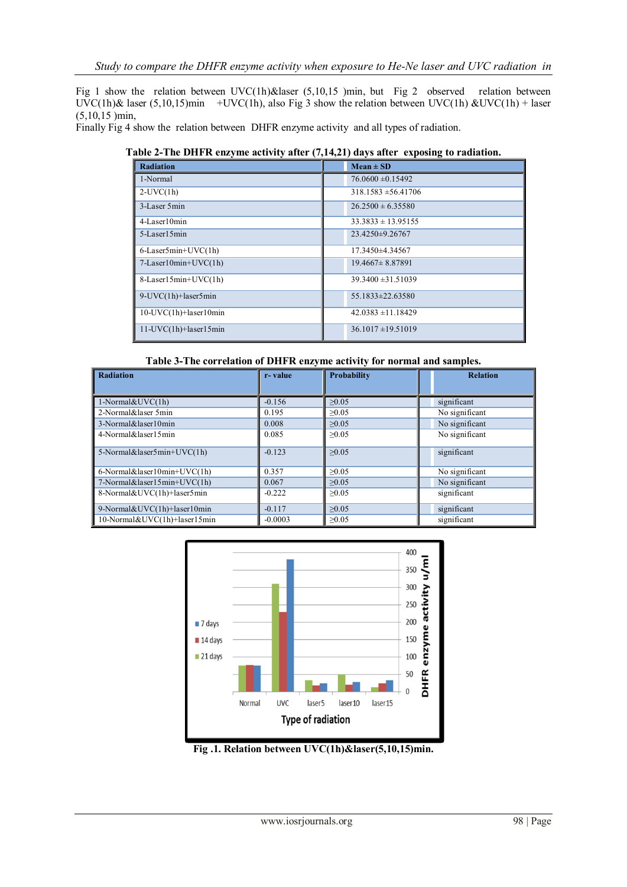Fig 1 show the relation between UVC(1h)&laser (5,10,15 )min, but Fig 2 observed relation between UVC(1h)& laser (5,10,15)min +UVC(1h), also Fig 3 show the relation between UVC(1h) &UVC(1h) + laser (5,10,15 )min,

Finally Fig 4 show the relation between DHFR enzyme activity and all types of radiation.

**Table 2-The DHFR enzyme activity after (7,14,21) days after exposing to radiation.**

| Radiation | Mean ± SD |
|---|---|
| 1-Normal | 76.0600 ±0.15492 |
| 2-UVC(1h) | 318.1583 ±56.41706 |
| 3-Laser 5min | 26.2500 ± 6.35580 |
| 4-Laser10min | 33.3833 ± 13.95155 |
| 5-Laser15min | 23.4250±9.26767 |
| 6-Laser5min+UVC(1h) | 17.3450±4.34567 |
| 7-Laser10min+UVC(1h) | 19.4667± 8.87891 |
| 8-Laser15min+UVC(1h) | 39.3400 ±31.51039 |
| 9-UVC(1h)+laser5min | 55.1833±22.63580 |
| 10-UVC(1h)+laser10min | 42.0383 ±11.18429 |
| 11-UVC(1h)+laser15min | 36.1017 ±19.51019 |

**Table 3-The correlation of DHFR enzyme activity for normal and samples.**

| Radiation | r- value | Probability | Relation |
|---|---|---|---|
| 1-Normal&UVC(1h) | -0.156 | ≥0.05 | significant |
| 2-Normal&laser 5min | 0.195 | ≥0.05 | No significant |
| 3-Normal&laser10min | 0.008 | ≥0.05 | No significant |
| 4-Normal&laser15min | 0.085 | ≥0.05 | No significant |
| 5-Normal&laser5min+UVC(1h) | -0.123 | ≥0.05 | significant |
| 6-Normal&laser10min+UVC(1h) | 0.357 | ≥0.05 | No significant |
| 7-Normal&laser15min+UVC(1h) | 0.067 | ≥0.05 | No significant |
| 8-Normal&UVC(1h)+laser5min | -0.222 | ≥0.05 | significant |
| 9-Normal&UVC(1h)+laser10min | -0.117 | ≥0.05 | significant |
| 10-Normal&UVC(1h)+laser15min | -0.0003 | ≥0.05 | significant |

**Fig .1. Relation between UVC(1h)&laser(5,10,15)min.**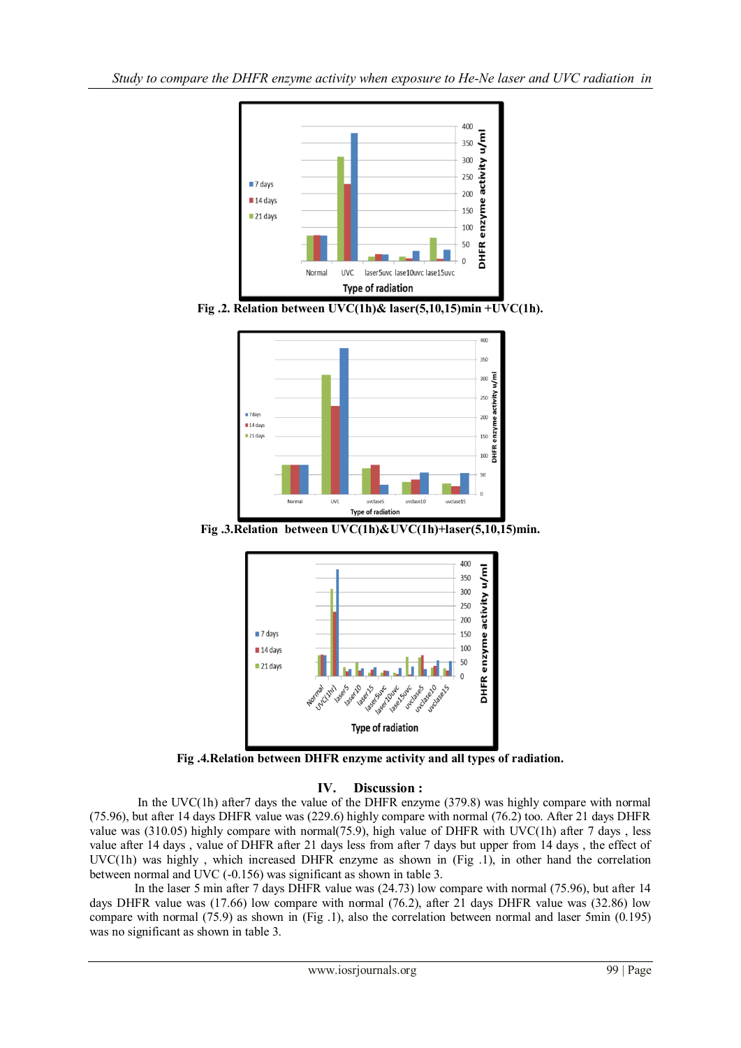Fig .2. Relation between UVC(1h)& laser(5,10,15)min +UVC(1h).

Fig .3.Relation between UVC(1h)&UVC(1h)+laser(5,10,15)min.

Fig .4.Relation between DHFR enzyme activity and all types of radiation.

## IV. Discussion :

In the UVC(1h) after7 days the value of the DHFR enzyme (379.8) was highly compare with normal (75.96), but after 14 days DHFR value was (229.6) highly compare with normal (76.2) too. After 21 days DHFR value was (310.05) highly compare with normal(75.9), high value of DHFR with UVC(1h) after 7 days , less value after 14 days , value of DHFR after 21 days less from after 7 days but upper from 14 days , the effect of UVC(1h) was highly , which increased DHFR enzyme as shown in (Fig .1), in other hand the correlation between normal and UVC (-0.156) was significant as shown in table 3.

In the laser 5 min after 7 days DHFR value was (24.73) low compare with normal (75.96), but after 14 days DHFR value was (17.66) low compare with normal (76.2), after 21 days DHFR value was (32.86) low compare with normal (75.9) as shown in (Fig .1), also the correlation between normal and laser 5min (0.195) was no significant as shown in table 3.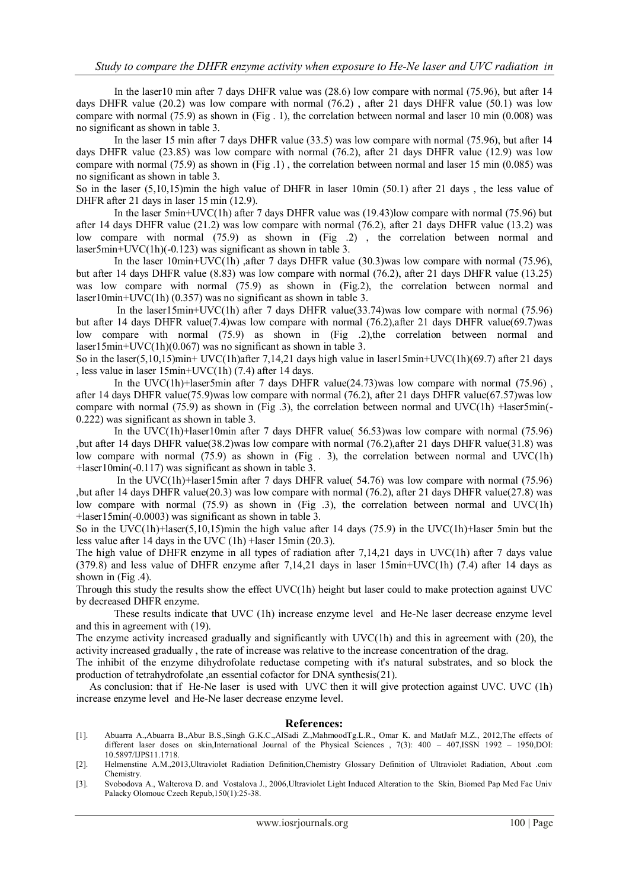In the laser10 min after 7 days DHFR value was (28.6) low compare with normal (75.96), but after 14 days DHFR value (20.2) was low compare with normal (76.2) , after 21 days DHFR value (50.1) was low compare with normal (75.9) as shown in (Fig . 1), the correlation between normal and laser 10 min (0.008) was no significant as shown in table 3.

In the laser 15 min after 7 days DHFR value (33.5) was low compare with normal (75.96), but after 14 days DHFR value (23.85) was low compare with normal (76.2), after 21 days DHFR value (12.9) was low compare with normal (75.9) as shown in (Fig .1) , the correlation between normal and laser 15 min (0.085) was no significant as shown in table 3.

So in the laser (5,10,15)min the high value of DHFR in laser 10min (50.1) after 21 days , the less value of DHFR after 21 days in laser 15 min (12.9).

In the laser 5min+UVC(1h) after 7 days DHFR value was (19.43)low compare with normal (75.96) but after 14 days DHFR value (21.2) was low compare with normal (76.2), after 21 days DHFR value (13.2) was low compare with normal (75.9) as shown in (Fig .2) , the correlation between normal and laser5min+UVC(1h)(-0.123) was significant as shown in table 3.

In the laser 10min+UVC(1h) ,after 7 days DHFR value (30.3)was low compare with normal (75.96), but after 14 days DHFR value (8.83) was low compare with normal (76.2), after 21 days DHFR value (13.25) was low compare with normal (75.9) as shown in (Fig.2), the correlation between normal and laser10min+UVC(1h) (0.357) was no significant as shown in table 3.

In the laser15min+UVC(1h) after 7 days DHFR value(33.74)was low compare with normal (75.96) but after 14 days DHFR value(7.4)was low compare with normal (76.2),after 21 days DHFR value(69.7)was low compare with normal (75.9) as shown in (Fig .2),the correlation between normal and laser15min+UVC(1h)(0.067) was no significant as shown in table 3.

So in the laser(5,10,15)min+ UVC(1h)after 7,14,21 days high value in laser15min+UVC(1h)(69.7) after 21 days , less value in laser 15min+UVC(1h) (7.4) after 14 days.

In the UVC(1h)+laser5min after 7 days DHFR value(24.73)was low compare with normal (75.96) , after 14 days DHFR value(75.9)was low compare with normal (76.2), after 21 days DHFR value(67.57)was low compare with normal (75.9) as shown in (Fig .3), the correlation between normal and UVC(1h) +laser5min(-0.222) was significant as shown in table 3.

In the UVC(1h)+laser10min after 7 days DHFR value( 56.53)was low compare with normal (75.96) ,but after 14 days DHFR value(38.2)was low compare with normal (76.2),after 21 days DHFR value(31.8) was low compare with normal (75.9) as shown in (Fig . 3), the correlation between normal and UVC(1h) +laser10min(-0.117) was significant as shown in table 3.

In the UVC(1h)+laser15min after 7 days DHFR value( 54.76) was low compare with normal (75.96) ,but after 14 days DHFR value(20.3) was low compare with normal (76.2), after 21 days DHFR value(27.8) was low compare with normal (75.9) as shown in (Fig .3), the correlation between normal and UVC(1h) +laser15min(-0.0003) was significant as shown in table 3.

So in the UVC(1h)+laser(5,10,15)min the high value after 14 days (75.9) in the UVC(1h)+laser 5min but the less value after 14 days in the UVC (1h) +laser 15min (20.3).

The high value of DHFR enzyme in all types of radiation after 7,14,21 days in UVC(1h) after 7 days value (379.8) and less value of DHFR enzyme after 7,14,21 days in laser 15min+UVC(1h) (7.4) after 14 days as shown in (Fig .4).

Through this study the results show the effect UVC(1h) height but laser could to make protection against UVC by decreased DHFR enzyme.

These results indicate that UVC (1h) increase enzyme level and He-Ne laser decrease enzyme level and this in agreement with (19).

The enzyme activity increased gradually and significantly with UVC(1h) and this in agreement with (20), the activity increased gradually , the rate of increase was relative to the increase concentration of the drag.

The inhibit of the enzyme dihydrofolate reductase competing with it's natural substrates, and so block the production of tetrahydrofolate ,an essential cofactor for DNA synthesis(21).

As conclusion: that if He-Ne laser is used with UVC then it will give protection against UVC. UVC (1h) increase enzyme level and He-Ne laser decrease enzyme level.

## References:

[1]. Abuarra A.,Abuarra B.,Abur B.S.,Singh G.K.C.,AlSadi Z.,MahmoodTg.L.R., Omar K. and MatJafr M.Z., 2012,The effects of different laser doses on skin,International Journal of the Physical Sciences , 7(3): 400 – 407,ISSN 1992 – 1950,DOI: 10.5897/IJPS11.1718.

[2]. Helmenstine A.M.,2013,Ultraviolet Radiation Definition,Chemistry Glossary Definition of Ultraviolet Radiation, About .com Chemistry.

[3]. Svobodova A., Walterova D. and Vostalova J., 2006,Ultraviolet Light Induced Alteration to the Skin, Biomed Pap Med Fac Univ Palacky Olomouc Czech Repub,150(1):25-38.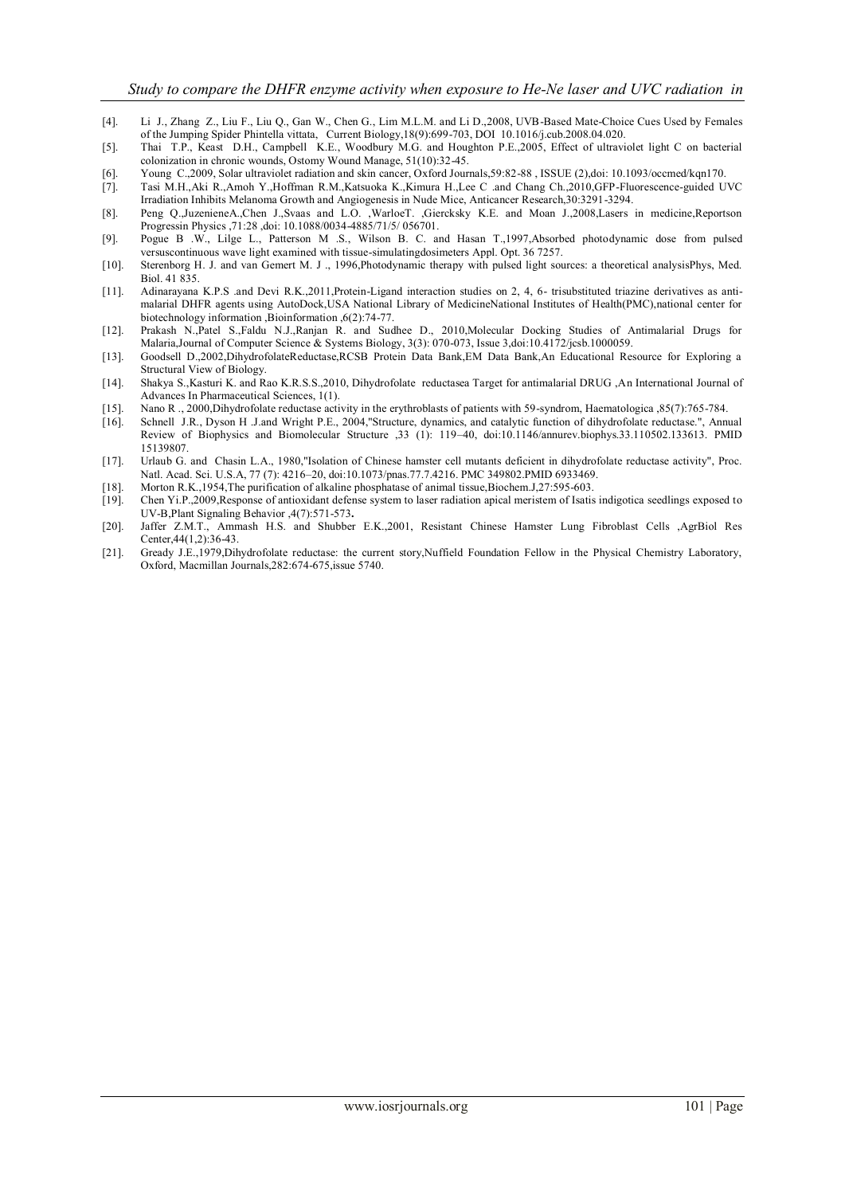[4]. Li J., Zhang Z., Liu F., Liu Q., Gan W., Chen G., Lim M.L.M. and Li D.,2008, UVB-Based Mate-Choice Cues Used by Females of the Jumping Spider Phintella vittata, Current Biology,18(9):699-703, DOI 10.1016/j.cub.2008.04.020.

[5]. Thai T.P., Keast D.H., Campbell K.E., Woodbury M.G. and Houghton P.E.,2005, Effect of ultraviolet light C on bacterial colonization in chronic wounds, Ostomy Wound Manage, 51(10):32-45.

[6]. Young C.,2009, Solar ultraviolet radiation and skin cancer, Oxford Journals,59:82-88 , ISSUE (2),doi: 10.1093/occmed/kqn170.

[7]. Tasi M.H.,Aki R.,Amoh Y.,Hoffman R.M.,Katsuoka K.,Kimura H.,Lee C .and Chang Ch.,2010,GFP-Fluorescence-guided UVC Irradiation Inhibits Melanoma Growth and Angiogenesis in Nude Mice, Anticancer Research,30:3291-3294.

[8]. Peng Q.,JuzenieneA.,Chen J.,Svaas and L.O. ,WarloeT. ,Giercksky K.E. and Moan J.,2008,Lasers in medicine,Reportson Progressin Physics ,71:28 ,doi: 10.1088/0034-4885/71/5/ 056701.

[9]. Pogue B .W., Lilge L., Patterson M .S., Wilson B. C. and Hasan T.,1997,Absorbed photodynamic dose from pulsed versuscontinuous wave light examined with tissue-simulatingdosimeters Appl. Opt. 36 7257.

[10]. Sterenborg H. J. and van Gemert M. J ., 1996,Photodynamic therapy with pulsed light sources: a theoretical analysisPhys, Med. Biol. 41 835.

[11]. Adinarayana K.P.S .and Devi R.K.,2011,Protein-Ligand interaction studies on 2, 4, 6- trisubstituted triazine derivatives as anti-malarial DHFR agents using AutoDock,USA National Library of MedicineNational Institutes of Health(PMC),national center for biotechnology information ,Bioinformation ,6(2):74-77.

[12]. Prakash N.,Patel S.,Faldu N.J.,Ranjan R. and Sudhee D., 2010,Molecular Docking Studies of Antimalarial Drugs for Malaria,Journal of Computer Science & Systems Biology, 3(3): 070-073, Issue 3,doi:10.4172/jcsb.1000059.

[13]. Goodsell D.,2002,DihydrofolateReductase,RCSB Protein Data Bank,EM Data Bank,An Educational Resource for Exploring a Structural View of Biology.

[14]. Shakya S.,Kasturi K. and Rao K.R.S.S.,2010, Dihydrofolate reductasea Target for antimalarial DRUG ,An International Journal of Advances In Pharmaceutical Sciences, 1(1).

[15]. Nano R ., 2000,Dihydrofolate reductase activity in the erythroblasts of patients with 59-syndrom, Haematologica ,85(7):765-784.

[16]. Schnell J.R., Dyson H .J.and Wright P.E., 2004,"Structure, dynamics, and catalytic function of dihydrofolate reductase.", Annual Review of Biophysics and Biomolecular Structure ,33 (1): 119–40, doi:10.1146/annurev.biophys.33.110502.133613. PMID 15139807.

[17]. Urlaub G. and Chasin L.A., 1980,"Isolation of Chinese hamster cell mutants deficient in dihydrofolate reductase activity", Proc. Natl. Acad. Sci. U.S.A, 77 (7): 4216–20, doi:10.1073/pnas.77.7.4216. PMC 349802.PMID 6933469.

[18]. Morton R.K.,1954,The purification of alkaline phosphatase of animal tissue,Biochem.J,27:595-603.

[19]. Chen Yi.P.,2009,Response of antioxidant defense system to laser radiation apical meristem of Isatis indigotica seedlings exposed to UV-B,Plant Signaling Behavior ,4(7):571-573**.**

[20]. Jaffer Z.M.T., Ammash H.S. and Shubber E.K.,2001, Resistant Chinese Hamster Lung Fibroblast Cells ,AgrBiol Res Center,44(1,2):36-43.

[21]. Gready J.E.,1979,Dihydrofolate reductase: the current story,Nuffield Foundation Fellow in the Physical Chemistry Laboratory, Oxford, Macmillan Journals,282:674-675,issue 5740.